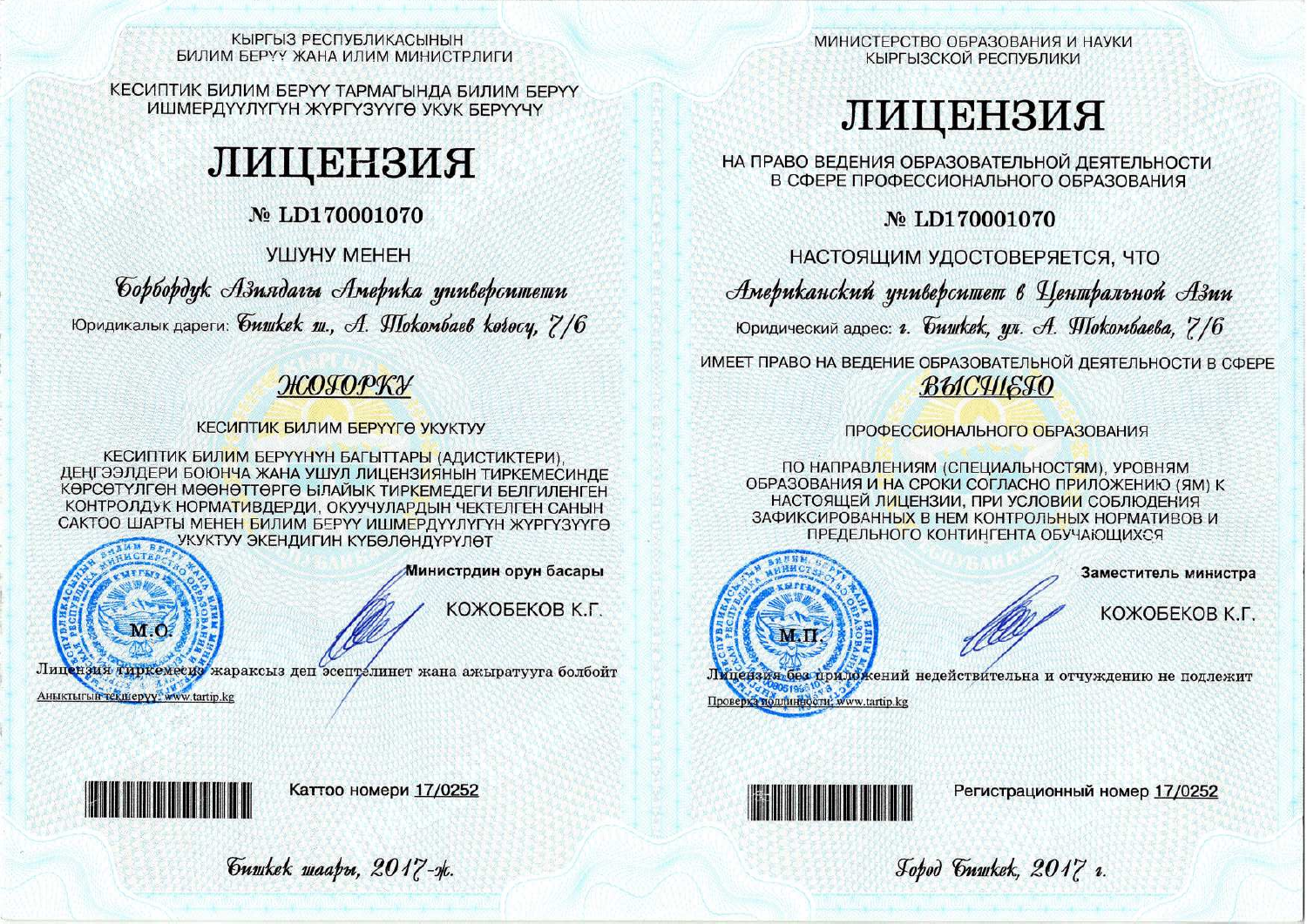КЫРГЫЗ РЕСПУБЛИКАСЫНЫН
БИЛИМ БЕРҮҮ ЖАНА ИЛИМ МИНИСТРЛИГИ

КЕСИПТИК БИЛИМ БЕРҮҮ ТАРМАГЫНДА БИЛИМ БЕРҮҮ
ИШМЕРДҮҮЛҮГҮН ЖҮРГҮЗҮҮГӨ УКУК БЕРҮҮЧҮ

# ЛИЦЕНЗИЯ

## № LD170001070

УШУНУ МЕНЕН

*Борбордук Азиядагы Америка университети*

Юридикалык дареги: *Бишкек ш., А. Токомбаев көчөсү, 7/6*

*ЖОГОРКУ*

КЕСИПТИК БИЛИМ БЕРҮҮГӨ УКУКТУУ

КЕСИПТИК БИЛИМ БЕРҮҮНҮН БАГЫТТАРЫ (АДИСТИКТЕРИ), ДЕҢГЭЭЛДЕРИ БОЮНЧА ЖАНА УШУЛ ЛИЦЕНЗИЯНЫН ТИРКЕМЕСИНДЕ КӨРСӨТҮЛГӨН МӨӨНӨТТӨРГӨ ЫЛАЙЫК ТИРКЕМЕДЕГИ БЕЛГИЛЕНГЕН КОНТРОЛДУК НОРМАТИВДЕРДИ, ОКУУЧУЛАРДЫН ЧЕКТЕЛГЕН САНЫН САКТОО ШАРТЫ МЕНЕН БИЛИМ БЕРҮҮ ИШМЕРДҮҮЛҮГҮН ЖҮРГҮЗҮҮГӨ УКУКТУУ ЭКЕНДИГИН КҮБӨЛӨНДҮРҮЛӨТ

М.О.

**Министрдин орун басары**

КОЖОБЕКОВ К.Г.

Лицензия тиркемесиз жараксыз деп эсептелинет жана ажыратууга болбойт

Аныктыгын текшерүү: www.tartip.kg

Каттоо номери 17/0252

*Бишкек шаары, 2017-ж.*

---

МИНИСТЕРСТВО ОБРАЗОВАНИЯ И НАУКИ
КЫРГЫЗСКОЙ РЕСПУБЛИКИ

# ЛИЦЕНЗИЯ

НА ПРАВО ВЕДЕНИЯ ОБРАЗОВАТЕЛЬНОЙ ДЕЯТЕЛЬНОСТИ
В СФЕРЕ ПРОФЕССИОНАЛЬНОГО ОБРАЗОВАНИЯ

## № LD170001070

НАСТОЯЩИМ УДОСТОВЕРЯЕТСЯ, ЧТО

*Американский университет в Центральной Азии*

Юридический адрес: *г. Бишкек, ул. А. Токомбаева, 7/6*

ИМЕЕТ ПРАВО НА ВЕДЕНИЕ ОБРАЗОВАТЕЛЬНОЙ ДЕЯТЕЛЬНОСТИ В СФЕРЕ

*ВЫСШЕГО*

ПРОФЕССИОНАЛЬНОГО ОБРАЗОВАНИЯ

ПО НАПРАВЛЕНИЯМ (СПЕЦИАЛЬНОСТЯМ), УРОВНЯМ ОБРАЗОВАНИЯ И НА СРОКИ СОГЛАСНО ПРИЛОЖЕНИЮ (ЯМ) К НАСТОЯЩЕЙ ЛИЦЕНЗИИ, ПРИ УСЛОВИИ СОБЛЮДЕНИЯ ЗАФИКСИРОВАННЫХ В НЕМ КОНТРОЛЬНЫХ НОРМАТИВОВ И ПРЕДЕЛЬНОГО КОНТИНГЕНТА ОБУЧАЮЩИХСЯ

М.П.

**Заместитель министра**

КОЖОБЕКОВ К.Г.

Лицензия без приложений недействительна и отчуждению не подлежит

Проверка подлинности: www.tartip.kg

Регистрационный номер 17/0252

*Город Бишкек, 2017 г.*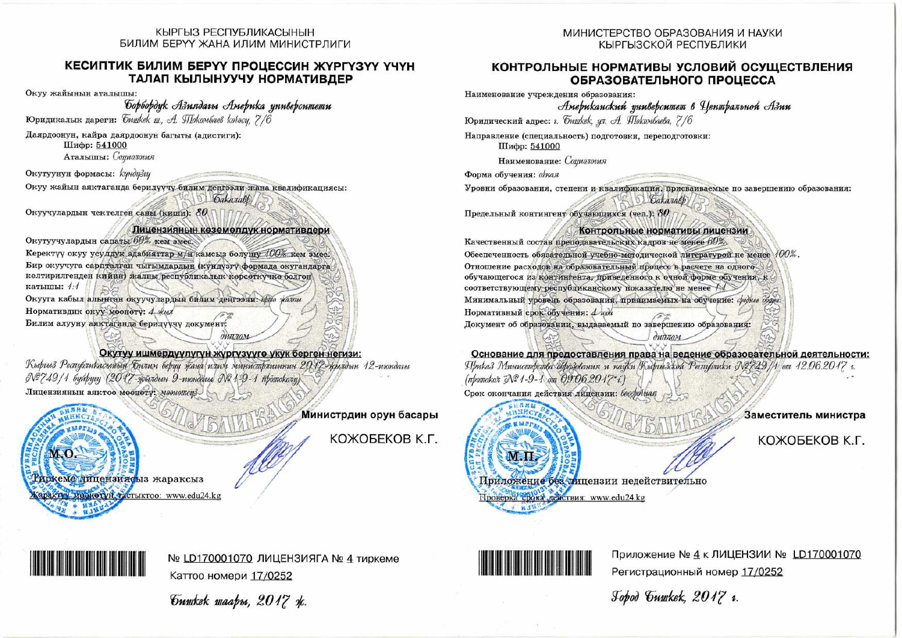КЫРГЫЗ РЕСПУБЛИКАСЫНЫН
БИЛИМ БЕРҮҮ ЖАНА ИЛИМ МИНИСТРЛИГИ

## КЕСИПТИК БИЛИМ БЕРҮҮ ПРОЦЕССИН ЖҮРГҮЗҮҮ ҮЧҮН ТАЛАП КЫЛЫНУУЧУ НОРМАТИВДЕР

Окуу жайынын аталышы:
*Борбордук Азиядагы Америка университети*

Юридикалык дареги: *Бишкек ш., А. Токомбаев көчөсү, 7/6*

Даярдоонун, кайра даярдоонун багыты (адистиги):
Шифр: 541000
Аталышы: *Социология*

Окутуунун формасы: *күндүзгү*

Окуу жайын аяктаганда берилүүчү билим деңгээли жана квалификациясы:
*Бакалавр*

Окуучулардын чектелген саны (киши): *80*

### Лицензиянын көзөмөлдүк нормативдери

Окутуучулардын сапаты *60%* кем эмес.

Керектүү окуу усулдук адабияттар м/н камсыз болушу *100%* кем эмес.

Бир окуучуга сарпталган чыгымдардын (күндүзгү формада окугандарга келтирилгенден кийин) жалпы республикалык көрсөткүчкө болгон катышы: *1:1*

Окууга кабыл алынган окуучулардын билим деңгээли: *орто жалпы*

Нормативдик окуу мөөнөтү: *4 жыл*

Билим алууну аяктаганда берилүүчү документ:
*диплом*

### Окутуу ишмердүүлүгүн жүргүзүүгө укук берген негизи:

*Кыргыз Республикасынын Билим берүү жана илим министрлигинин 2017-жылдын 12-июндагы №749/1 буйругу (2017-жылдын 9-июндагы №1-9-1 протоколу)*

Лицензиянын аяктоо мөөнөтү: *мөөнөтсүз*

Министрдин орун басары

КОЖОБЕКОВ К.Г.

М.О.

Тиркеме лицензиясыз жараксыз

Жарактуу мөөнөтүн тастыктоо: www.edu24.kg

№ LD170001070 ЛИЦЕНЗИЯГА № 4 тиркеме

Каттоо номери 17/0252

*Бишкек шаары, 2017 ж.*

---

МИНИСТЕРСТВО ОБРАЗОВАНИЯ И НАУКИ
КЫРГЫЗСКОЙ РЕСПУБЛИКИ

## КОНТРОЛЬНЫЕ НОРМАТИВЫ УСЛОВИЙ ОСУЩЕСТВЛЕНИЯ ОБРАЗОВАТЕЛЬНОГО ПРОЦЕССА

Наименование учреждения образования:
*Американский университет в Центральной Азии*

Юридический адрес: *г. Бишкек, ул. А. Токомбаева, 7/6*

Направление (специальность) подготовки, переподготовки:
Шифр: 541000

Наименование: *Социология*

Форма обучения: *очная*

Уровни образования, степени и квалификация, присваиваемые по завершению образования:
*Бакалавр*

Предельный контингент обучающихся (чел.): *80*

### Контрольные нормативы лицензии

Качественный состав преподавательских кадров не менее *60%*.

Обеспеченность обязательной учебно-методической литературой не менее *100%*.

Отношение расходов на образовательный процесс в расчете на одного обучающегося из контингента, приведенного к очной форме обучения, к соответствующему республиканскому показателю не менее *1:1*

Минимальный уровень образования, принимаемых на обучение: *среднее общее*

Нормативный срок обучения: *4 года*

Документ об образовании, выдаваемый по завершению образования:
*диплом*

### Основание для предоставления права на ведение образовательной деятельности:

*Приказ Министерства образования и науки Кыргызской Республики №749/1 от 12.06.2017 г. (протокол №1-9-1 от 09.06.2017 г.)*

Срок окончания действия лицензии: *бессрочная*

Заместитель министра

КОЖОБЕКОВ К.Г.

М.П.

Приложение без лицензии недействительно

Проверка срока действия: www.edu24.kg

Приложение № 4 к ЛИЦЕНЗИИ № LD170001070

Регистрационный номер 17/0252

*Город Бишкек, 2017 г.*